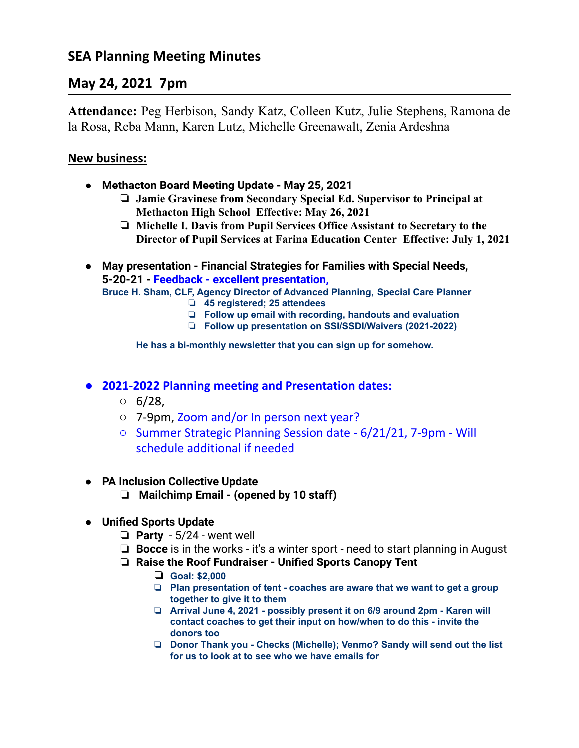## SEA Planning Meeting Minutes

## May 24, 2021 7pm

**Attendance:** Peg Herbison, Sandy Katz, Colleen Kutz, Julie Stephens, Ramona de la Rosa, Reba Mann, Karen Lutz, Michelle Greenawalt, Zenia Ardeshna

**New business:**

- **Methacton Board Meeting Update - May 25, 2021**
  - **Jamie Gravinese from Secondary Special Ed. Supervisor to Principal at Methacton High School Effective: May 26, 2021**
  - **Michelle I. Davis from Pupil Services Office Assistant to Secretary to the Director of Pupil Services at Farina Education Center Effective: July 1, 2021**

- **May presentation - Financial Strategies for Families with Special Needs, 5-20-21 - Feedback - excellent presentation,**
  **Bruce H. Sham, CLF, Agency Director of Advanced Planning, Special Care Planner**
  - **45 registered; 25 attendees**
  - **Follow up email with recording, handouts and evaluation**
  - **Follow up presentation on SSI/SSDI/Waivers (2021-2022)**

  **He has a bi-monthly newsletter that you can sign up for somehow.**

- **2021-2022 Planning meeting and Presentation dates:**
  - 6/28,
  - 7-9pm, Zoom and/or In person next year?
  - Summer Strategic Planning Session date - 6/21/21, 7-9pm - Will schedule additional if needed

- **PA Inclusion Collective Update**
  - **Mailchimp Email - (opened by 10 staff)**

- **Unified Sports Update**
  - **Party** - 5/24 - went well
  - **Bocce** is in the works - it's a winter sport - need to start planning in August
  - **Raise the Roof Fundraiser - Unified Sports Canopy Tent**
    - **Goal: $2,000**
    - **Plan presentation of tent - coaches are aware that we want to get a group together to give it to them**
    - **Arrival June 4, 2021 - possibly present it on 6/9 around 2pm - Karen will contact coaches to get their input on how/when to do this - invite the donors too**
    - **Donor Thank you - Checks (Michelle); Venmo? Sandy will send out the list for us to look at to see who we have emails for**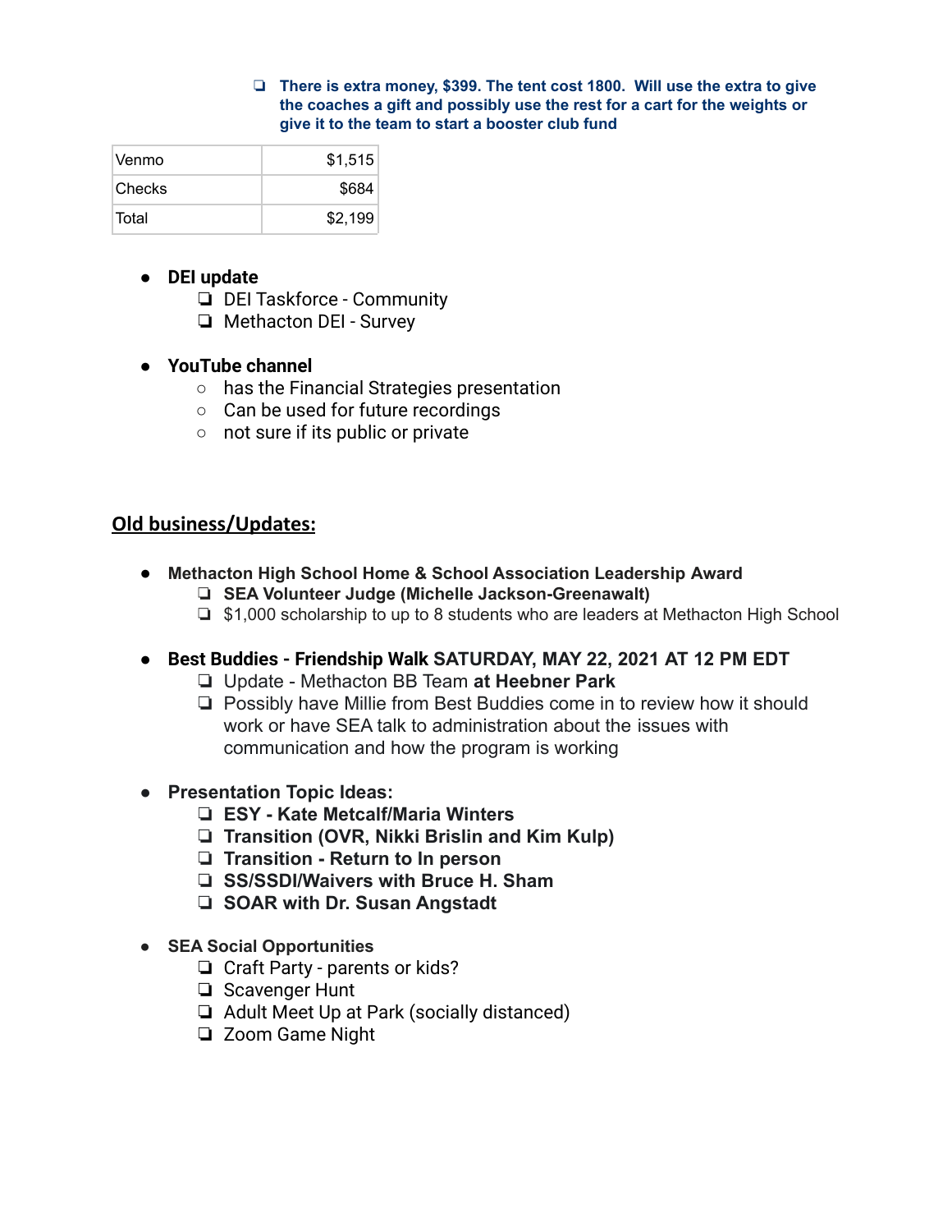- **There is extra money, $399. The tent cost 1800. Will use the extra to give the coaches a gift and possibly use the rest for a cart for the weights or give it to the team to start a booster club fund**

| Venmo | $1,515 |
|---|---|
| Checks | $684 |
| Total | $2,199 |

- **DEI update**
  - DEI Taskforce - Community
  - Methacton DEI - Survey

- **YouTube channel**
  - has the Financial Strategies presentation
  - Can be used for future recordings
  - not sure if its public or private

## Old business/Updates:

- **Methacton High School Home & School Association Leadership Award**
  - **SEA Volunteer Judge (Michelle Jackson-Greenawalt)**
  - $1,000 scholarship to up to 8 students who are leaders at Methacton High School

- **Best Buddies - Friendship Walk SATURDAY, MAY 22, 2021 AT 12 PM EDT**
  - Update - Methacton BB Team **at Heebner Park**
  - Possibly have Millie from Best Buddies come in to review how it should work or have SEA talk to administration about the issues with communication and how the program is working

- **Presentation Topic Ideas:**
  - **ESY - Kate Metcalf/Maria Winters**
  - **Transition (OVR, Nikki Brislin and Kim Kulp)**
  - **Transition - Return to In person**
  - **SS/SSDI/Waivers with Bruce H. Sham**
  - **SOAR with Dr. Susan Angstadt**

- **SEA Social Opportunities**
  - Craft Party - parents or kids?
  - Scavenger Hunt
  - Adult Meet Up at Park (socially distanced)
  - Zoom Game Night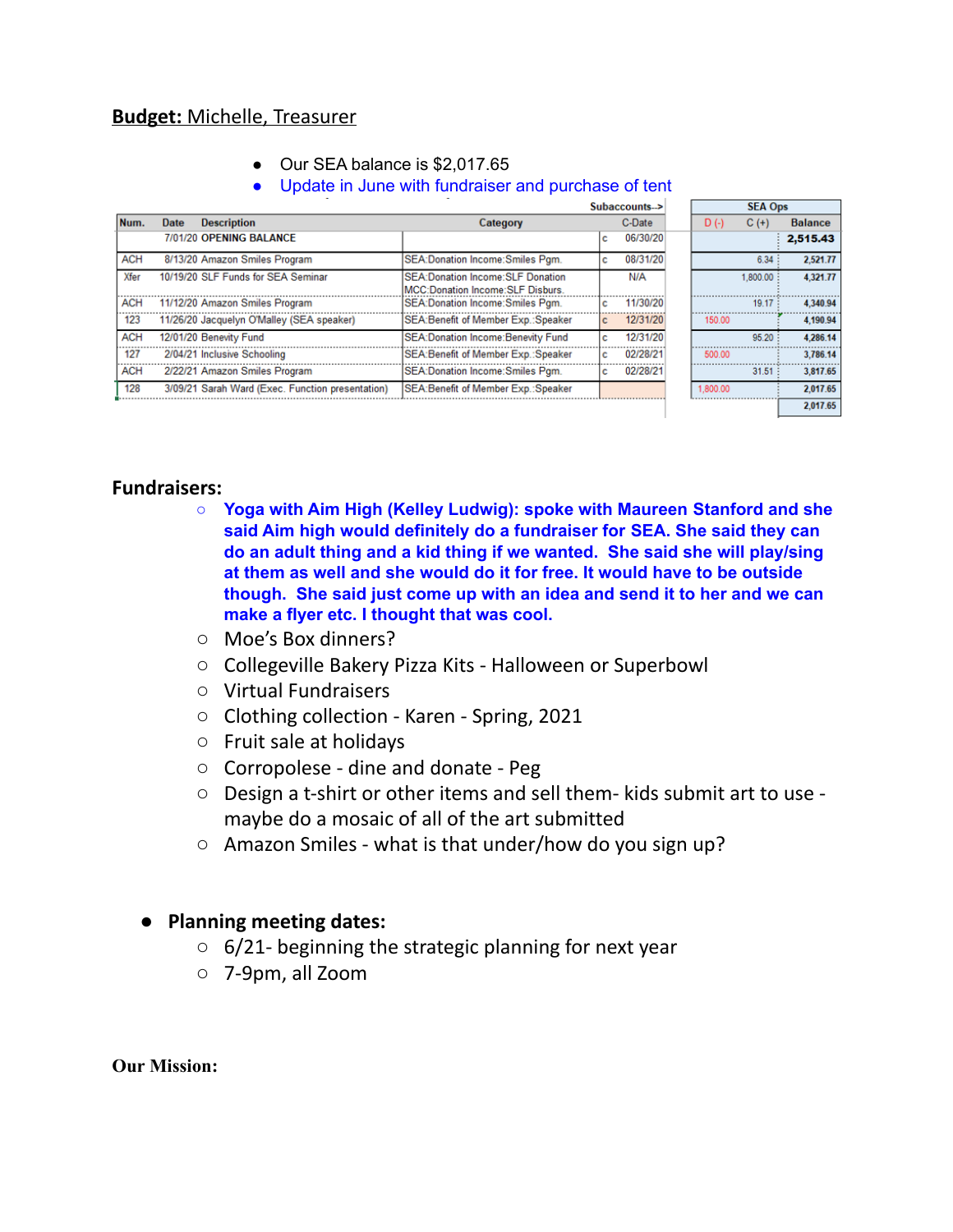**Budget:** Michelle, Treasurer

- Our SEA balance is $2,017.65
- Update in June with fundraiser and purchase of tent

| Num. | Date | Description | Category | | C-Date | D (-) | C (+) | Balance |
|---|---|---|---|---|---|---|---|---|
| | | | | Subaccounts--> | | SEA Ops | | |
| | 7/01/20 | OPENING BALANCE | | c | 06/30/20 | | | 2,515.43 |
| ACH | 8/13/20 | Amazon Smiles Program | SEA:Donation Income:Smiles Pgm. | c | 08/31/20 | | 6.34 | 2,521.77 |
| Xfer | 10/19/20 | SLF Funds for SEA Seminar | SEA:Donation Income:SLF Donation MCC:Donation Income:SLF Disburs. | | N/A | | 1,800.00 | 4,321.77 |
| ACH | 11/12/20 | Amazon Smiles Program | SEA:Donation Income:Smiles Pgm. | c | 11/30/20 | | 19.17 | 4,340.94 |
| 123 | 11/26/20 | Jacquelyn O'Malley (SEA speaker) | SEA:Benefit of Member Exp.:Speaker | c | 12/31/20 | 150.00 | | 4,190.94 |
| ACH | 12/01/20 | Benevity Fund | SEA:Donation Income:Benevity Fund | c | 12/31/20 | | 95.20 | 4,286.14 |
| 127 | 2/04/21 | Inclusive Schooling | SEA:Benefit of Member Exp.:Speaker | c | 02/28/21 | 500.00 | | 3,786.14 |
| ACH | 2/22/21 | Amazon Smiles Program | SEA:Donation Income:Smiles Pgm. | c | 02/28/21 | | 31.51 | 3,817.65 |
| 128 | 3/09/21 | Sarah Ward (Exec. Function presentation) | SEA:Benefit of Member Exp.:Speaker | | | 1,800.00 | | 2,017.65 |
| | | | | | | | | 2,017.65 |

**Fundraisers:**

- **Yoga with Aim High (Kelley Ludwig): spoke with Maureen Stanford and she said Aim high would definitely do a fundraiser for SEA. She said they can do an adult thing and a kid thing if we wanted. She said she will play/sing at them as well and she would do it for free. It would have to be outside though. She said just come up with an idea and send it to her and we can make a flyer etc. I thought that was cool.**
- Moe's Box dinners?
- Collegeville Bakery Pizza Kits - Halloween or Superbowl
- Virtual Fundraisers
- Clothing collection - Karen - Spring, 2021
- Fruit sale at holidays
- Corropolese - dine and donate - Peg
- Design a t-shirt or other items and sell them- kids submit art to use - maybe do a mosaic of all of the art submitted
- Amazon Smiles - what is that under/how do you sign up?

- **Planning meeting dates:**
  - 6/21- beginning the strategic planning for next year
  - 7-9pm, all Zoom

**Our Mission:**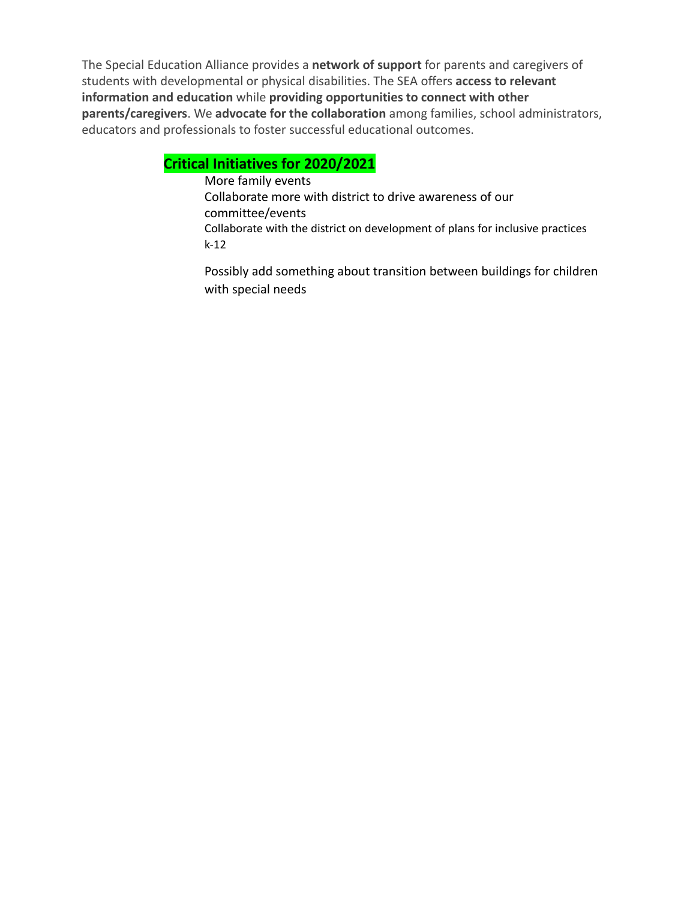The Special Education Alliance provides a **network of support** for parents and caregivers of students with developmental or physical disabilities. The SEA offers **access to relevant information and education** while **providing opportunities to connect with other parents/caregivers**. We **advocate for the collaboration** among families, school administrators, educators and professionals to foster successful educational outcomes.

## Critical Initiatives for 2020/2021

More family events

Collaborate more with district to drive awareness of our committee/events

Collaborate with the district on development of plans for inclusive practices k-12

Possibly add something about transition between buildings for children with special needs